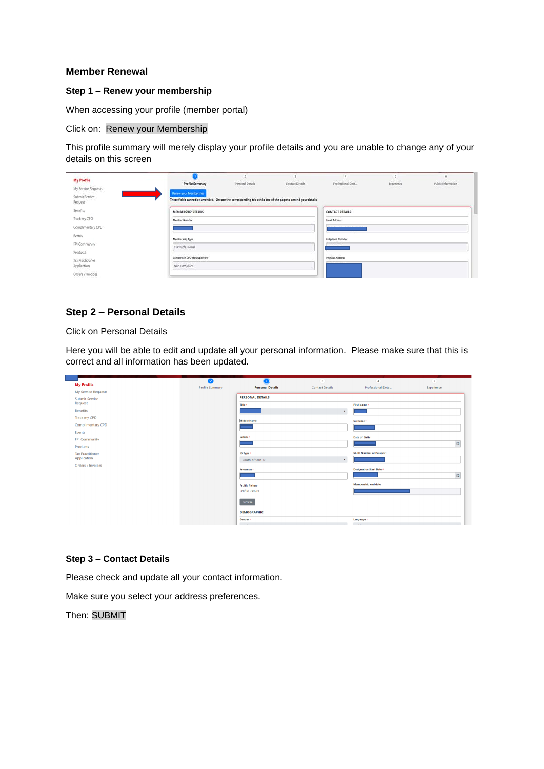## Member Renewal

### Step 1 – Renew your membership

When accessing your profile (member portal)

Click on: Renew your Membership

This profile summary will merely display your profile details and you are unable to change any of your details on this screen

### Step 2 – Personal Details

Click on Personal Details

Here you will be able to edit and update all your personal information. Please make sure that this is correct and all information has been updated.

### Step 3 – Contact Details

Please check and update all your contact information.

Make sure you select your address preferences.

Then: SUBMIT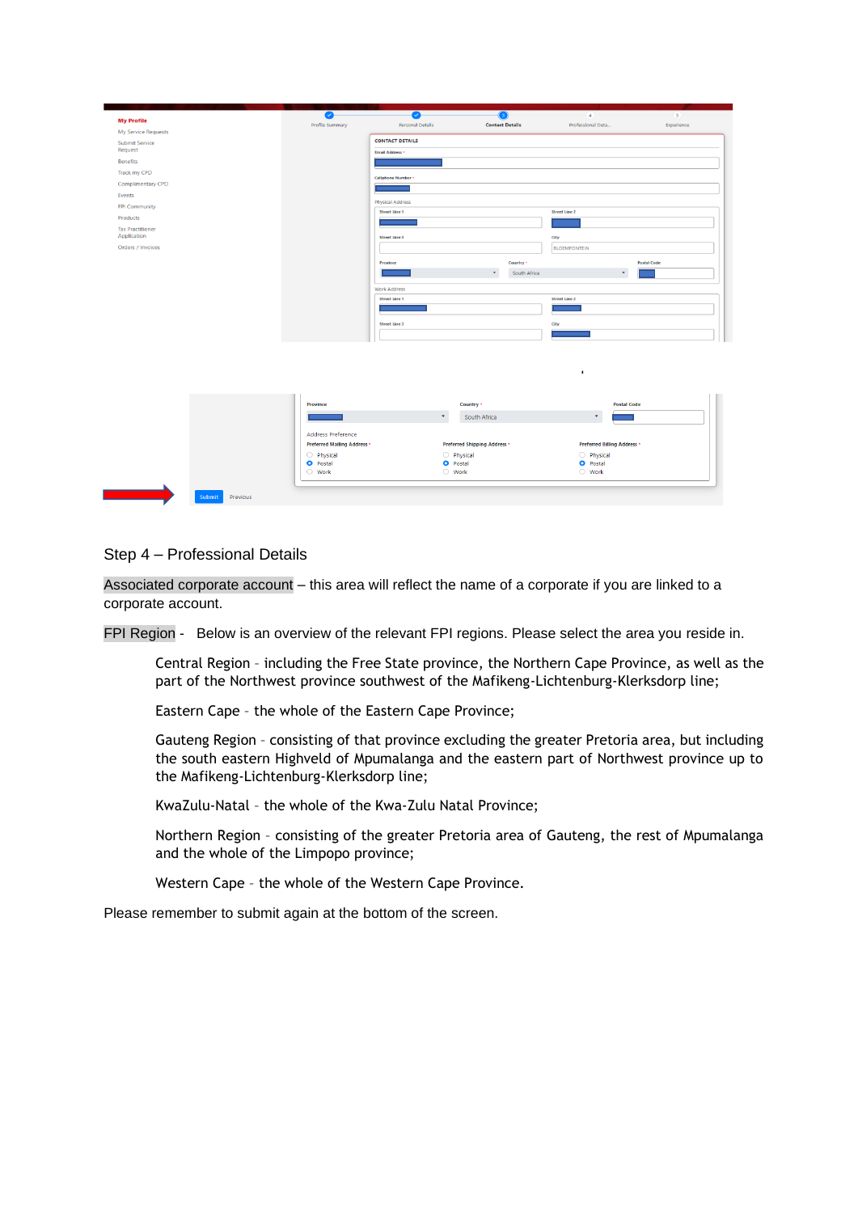Step 4 – Professional Details

Associated corporate account – this area will reflect the name of a corporate if you are linked to a corporate account.

FPI Region - Below is an overview of the relevant FPI regions. Please select the area you reside in.

> Central Region - including the Free State province, the Northern Cape Province, as well as the part of the Northwest province southwest of the Mafikeng-Lichtenburg-Klerksdorp line;
>
> Eastern Cape - the whole of the Eastern Cape Province;
>
> Gauteng Region - consisting of that province excluding the greater Pretoria area, but including the south eastern Highveld of Mpumalanga and the eastern part of Northwest province up to the Mafikeng-Lichtenburg-Klerksdorp line;
>
> KwaZulu-Natal - the whole of the Kwa-Zulu Natal Province;
>
> Northern Region - consisting of the greater Pretoria area of Gauteng, the rest of Mpumalanga and the whole of the Limpopo province;
>
> Western Cape - the whole of the Western Cape Province.

Please remember to submit again at the bottom of the screen.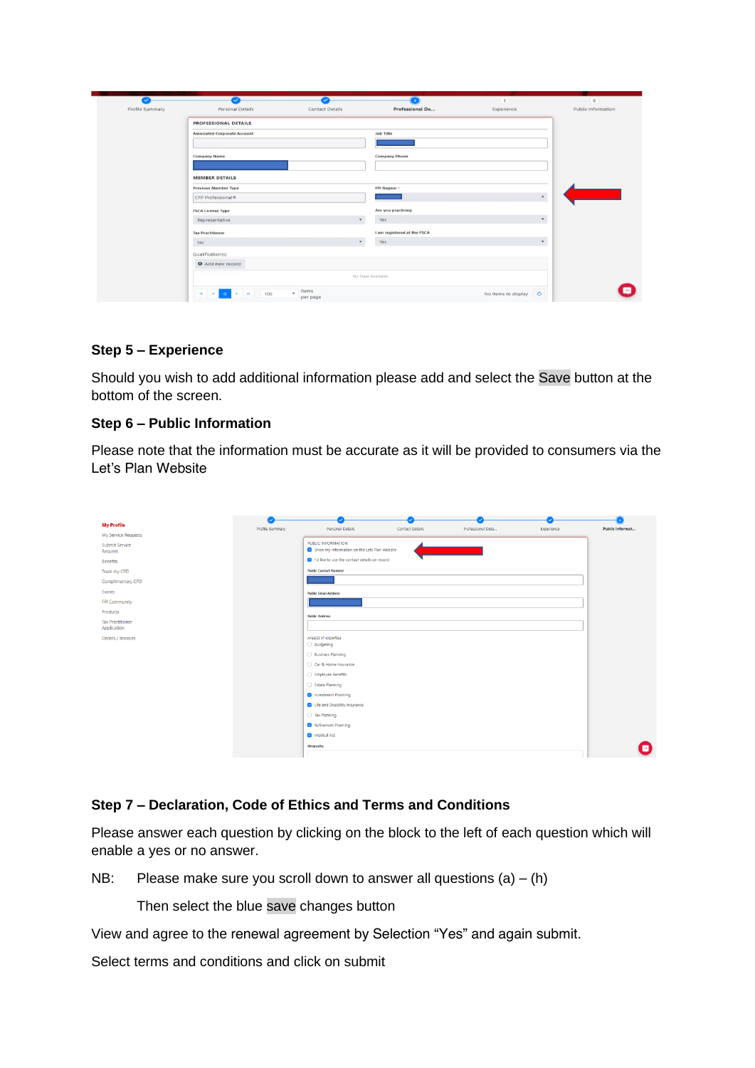## Step 5 – Experience

Should you wish to add additional information please add and select the Save button at the bottom of the screen.

## Step 6 – Public Information

Please note that the information must be accurate as it will be provided to consumers via the Let's Plan Website

## Step 7 – Declaration, Code of Ethics and Terms and Conditions

Please answer each question by clicking on the block to the left of each question which will enable a yes or no answer.

NB: Please make sure you scroll down to answer all questions (a) – (h)

Then select the blue save changes button

View and agree to the renewal agreement by Selection "Yes" and again submit.

Select terms and conditions and click on submit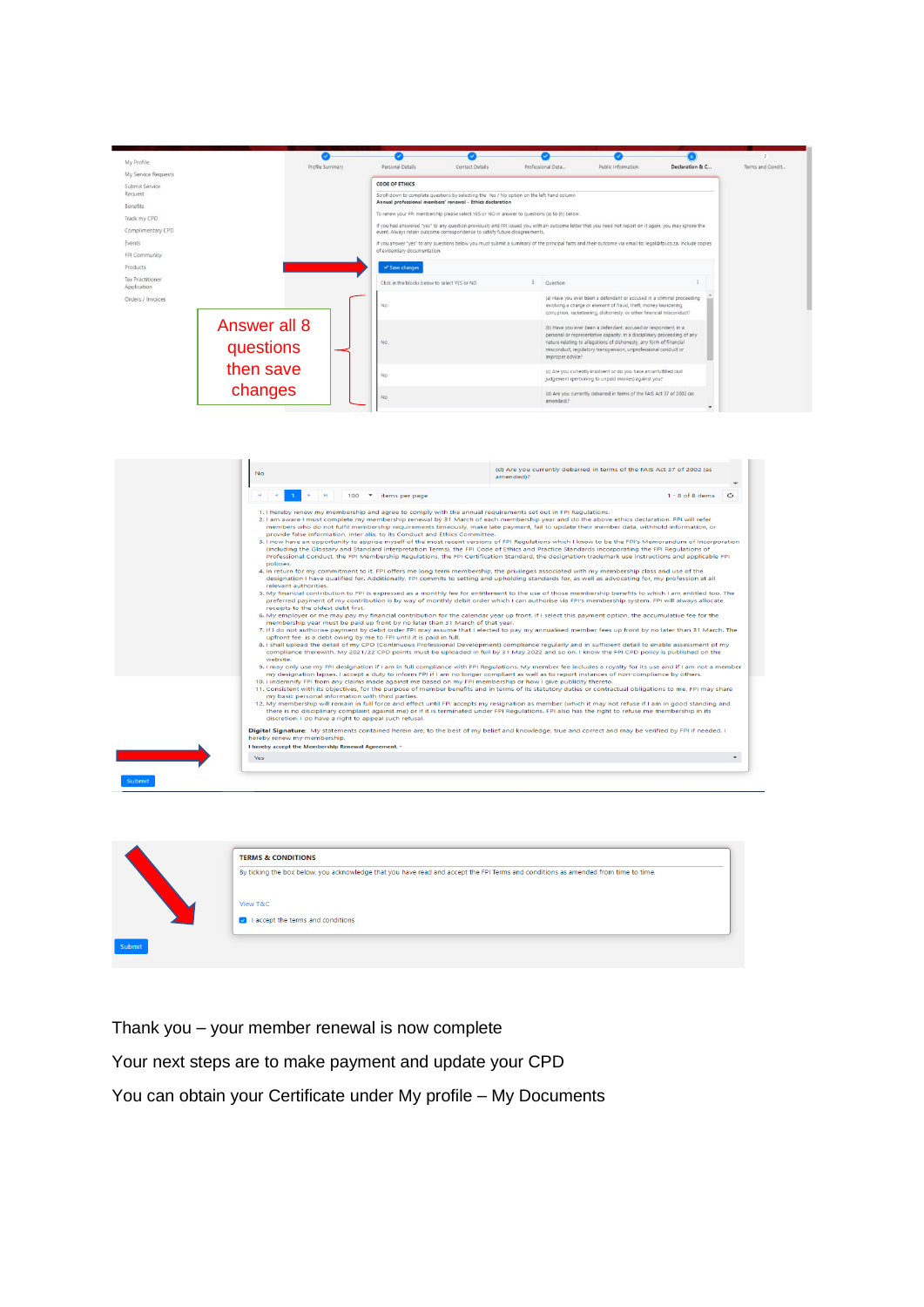Answer all 8 questions then save changes

Thank you – your member renewal is now complete

Your next steps are to make payment and update your CPD

You can obtain your Certificate under My profile – My Documents